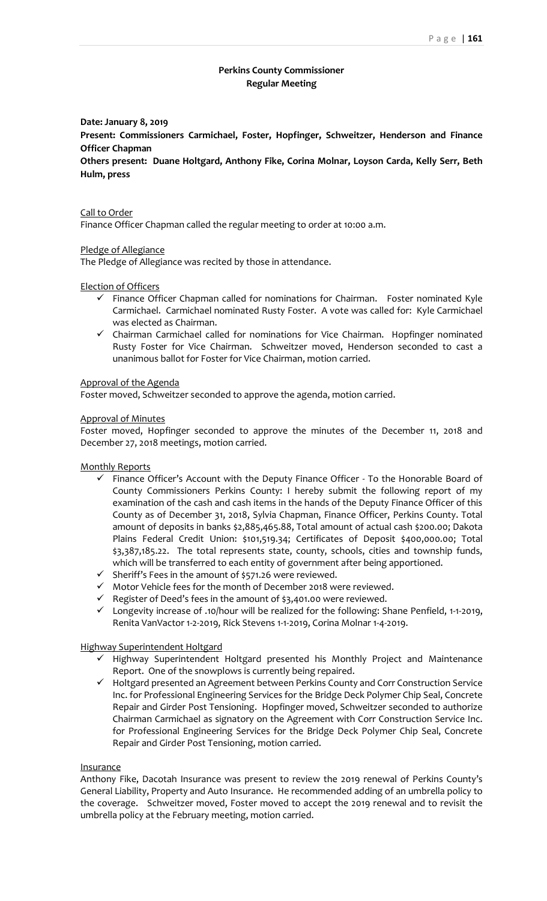## Perkins County Commissioner
## Regular Meeting

**Date: January 8, 2019**

**Present: Commissioners Carmichael, Foster, Hopfinger, Schweitzer, Henderson and Finance Officer Chapman**

**Others present: Duane Holtgard, Anthony Fike, Corina Molnar, Loyson Carda, Kelly Serr, Beth Hulm, press**

Call to Order

Finance Officer Chapman called the regular meeting to order at 10:00 a.m.

Pledge of Allegiance

The Pledge of Allegiance was recited by those in attendance.

Election of Officers

- ✓ Finance Officer Chapman called for nominations for Chairman. Foster nominated Kyle Carmichael. Carmichael nominated Rusty Foster. A vote was called for: Kyle Carmichael was elected as Chairman.
- ✓ Chairman Carmichael called for nominations for Vice Chairman. Hopfinger nominated Rusty Foster for Vice Chairman. Schweitzer moved, Henderson seconded to cast a unanimous ballot for Foster for Vice Chairman, motion carried.

Approval of the Agenda

Foster moved, Schweitzer seconded to approve the agenda, motion carried.

Approval of Minutes

Foster moved, Hopfinger seconded to approve the minutes of the December 11, 2018 and December 27, 2018 meetings, motion carried.

Monthly Reports

- ✓ Finance Officer's Account with the Deputy Finance Officer - To the Honorable Board of County Commissioners Perkins County: I hereby submit the following report of my examination of the cash and cash items in the hands of the Deputy Finance Officer of this County as of December 31, 2018, Sylvia Chapman, Finance Officer, Perkins County. Total amount of deposits in banks $2,885,465.88, Total amount of actual cash $200.00; Dakota Plains Federal Credit Union: $101,519.34; Certificates of Deposit $400,000.00; Total $3,387,185.22. The total represents state, county, schools, cities and township funds, which will be transferred to each entity of government after being apportioned.
- ✓ Sheriff's Fees in the amount of $571.26 were reviewed.
- ✓ Motor Vehicle fees for the month of December 2018 were reviewed.
- ✓ Register of Deed's fees in the amount of $3,401.00 were reviewed.
- ✓ Longevity increase of .10/hour will be realized for the following: Shane Penfield, 1-1-2019, Renita VanVactor 1-2-2019, Rick Stevens 1-1-2019, Corina Molnar 1-4-2019.

Highway Superintendent Holtgard

- ✓ Highway Superintendent Holtgard presented his Monthly Project and Maintenance Report. One of the snowplows is currently being repaired.
- ✓ Holtgard presented an Agreement between Perkins County and Corr Construction Service Inc. for Professional Engineering Services for the Bridge Deck Polymer Chip Seal, Concrete Repair and Girder Post Tensioning. Hopfinger moved, Schweitzer seconded to authorize Chairman Carmichael as signatory on the Agreement with Corr Construction Service Inc. for Professional Engineering Services for the Bridge Deck Polymer Chip Seal, Concrete Repair and Girder Post Tensioning, motion carried.

Insurance

Anthony Fike, Dacotah Insurance was present to review the 2019 renewal of Perkins County's General Liability, Property and Auto Insurance. He recommended adding of an umbrella policy to the coverage. Schweitzer moved, Foster moved to accept the 2019 renewal and to revisit the umbrella policy at the February meeting, motion carried.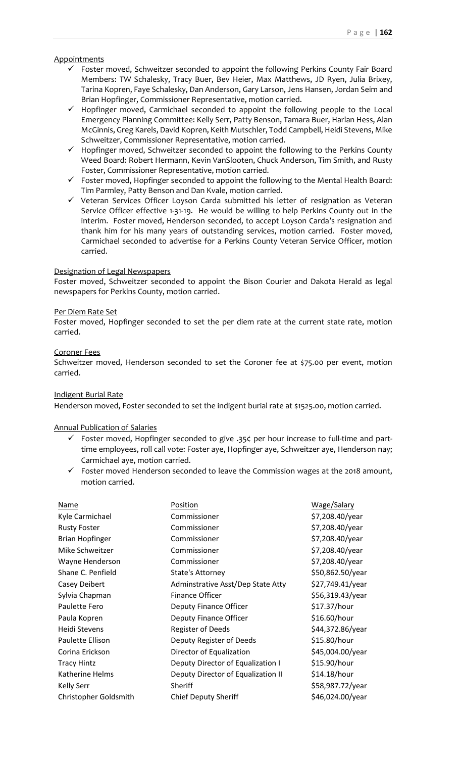Appointments

- ✓ Foster moved, Schweitzer seconded to appoint the following Perkins County Fair Board Members: TW Schalesky, Tracy Buer, Bev Heier, Max Matthews, JD Ryen, Julia Brixey, Tarina Kopren, Faye Schalesky, Dan Anderson, Gary Larson, Jens Hansen, Jordan Seim and Brian Hopfinger, Commissioner Representative, motion carried.
- ✓ Hopfinger moved, Carmichael seconded to appoint the following people to the Local Emergency Planning Committee: Kelly Serr, Patty Benson, Tamara Buer, Harlan Hess, Alan McGinnis, Greg Karels, David Kopren, Keith Mutschler, Todd Campbell, Heidi Stevens, Mike Schweitzer, Commissioner Representative, motion carried.
- ✓ Hopfinger moved, Schweitzer seconded to appoint the following to the Perkins County Weed Board: Robert Hermann, Kevin VanSlooten, Chuck Anderson, Tim Smith, and Rusty Foster, Commissioner Representative, motion carried.
- ✓ Foster moved, Hopfinger seconded to appoint the following to the Mental Health Board: Tim Parmley, Patty Benson and Dan Kvale, motion carried.
- ✓ Veteran Services Officer Loyson Carda submitted his letter of resignation as Veteran Service Officer effective 1-31-19. He would be willing to help Perkins County out in the interim. Foster moved, Henderson seconded, to accept Loyson Carda's resignation and thank him for his many years of outstanding services, motion carried. Foster moved, Carmichael seconded to advertise for a Perkins County Veteran Service Officer, motion carried.

Designation of Legal Newspapers

Foster moved, Schweitzer seconded to appoint the Bison Courier and Dakota Herald as legal newspapers for Perkins County, motion carried.

Per Diem Rate Set

Foster moved, Hopfinger seconded to set the per diem rate at the current state rate, motion carried.

Coroner Fees

Schweitzer moved, Henderson seconded to set the Coroner fee at $75.00 per event, motion carried.

Indigent Burial Rate

Henderson moved, Foster seconded to set the indigent burial rate at $1525.00, motion carried.

Annual Publication of Salaries

- ✓ Foster moved, Hopfinger seconded to give .35¢ per hour increase to full-time and part-time employees, roll call vote: Foster aye, Hopfinger aye, Schweitzer aye, Henderson nay; Carmichael aye, motion carried.
- ✓ Foster moved Henderson seconded to leave the Commission wages at the 2018 amount, motion carried.

| Name | Position | Wage/Salary |
|---|---|---|
| Kyle Carmichael | Commissioner | $7,208.40/year |
| Rusty Foster | Commissioner | $7,208.40/year |
| Brian Hopfinger | Commissioner | $7,208.40/year |
| Mike Schweitzer | Commissioner | $7,208.40/year |
| Wayne Henderson | Commissioner | $7,208.40/year |
| Shane C. Penfield | State's Attorney | $50,862.50/year |
| Casey Deibert | Adminstrative Asst/Dep State Atty | $27,749.41/year |
| Sylvia Chapman | Finance Officer | $56,319.43/year |
| Paulette Fero | Deputy Finance Officer | $17.37/hour |
| Paula Kopren | Deputy Finance Officer | $16.60/hour |
| Heidi Stevens | Register of Deeds | $44,372.86/year |
| Paulette Ellison | Deputy Register of Deeds | $15.80/hour |
| Corina Erickson | Director of Equalization | $45,004.00/year |
| Tracy Hintz | Deputy Director of Equalization I | $15.90/hour |
| Katherine Helms | Deputy Director of Equalization II | $14.18/hour |
| Kelly Serr | Sheriff | $58,987.72/year |
| Christopher Goldsmith | Chief Deputy Sheriff | $46,024.00/year |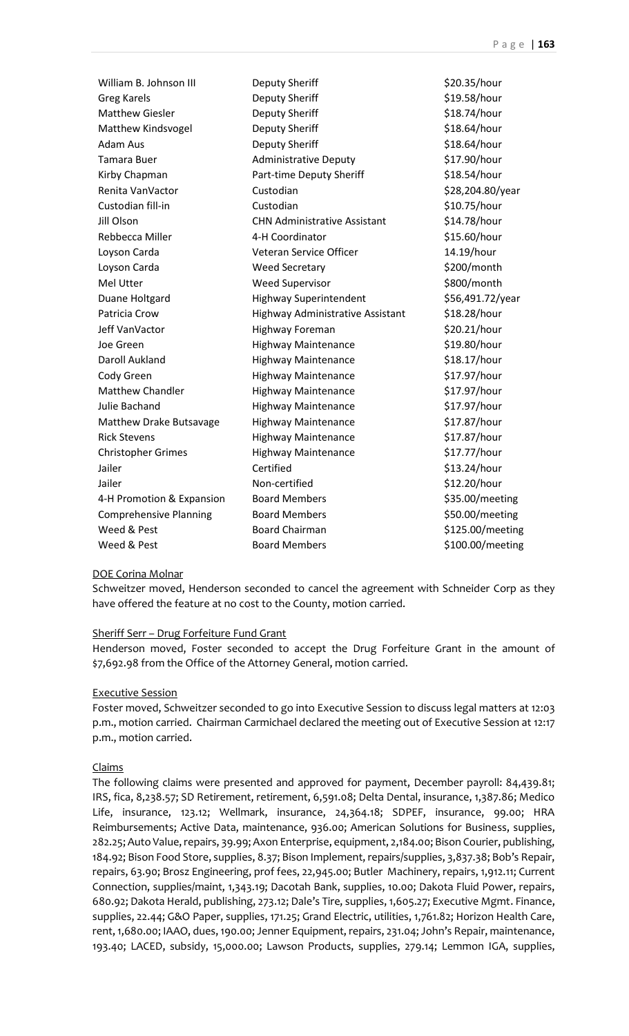| | | |
|---|---|---|
| William B. Johnson III | Deputy Sheriff | \$20.35/hour |
| Greg Karels | Deputy Sheriff | \$19.58/hour |
| Matthew Giesler | Deputy Sheriff | \$18.74/hour |
| Matthew Kindsvogel | Deputy Sheriff | \$18.64/hour |
| Adam Aus | Deputy Sheriff | \$18.64/hour |
| Tamara Buer | Administrative Deputy | \$17.90/hour |
| Kirby Chapman | Part-time Deputy Sheriff | \$18.54/hour |
| Renita VanVactor | Custodian | \$28,204.80/year |
| Custodian fill-in | Custodian | \$10.75/hour |
| Jill Olson | CHN Administrative Assistant | \$14.78/hour |
| Rebbecca Miller | 4-H Coordinator | \$15.60/hour |
| Loyson Carda | Veteran Service Officer | 14.19/hour |
| Loyson Carda | Weed Secretary | \$200/month |
| Mel Utter | Weed Supervisor | \$800/month |
| Duane Holtgard | Highway Superintendent | \$56,491.72/year |
| Patricia Crow | Highway Administrative Assistant | \$18.28/hour |
| Jeff VanVactor | Highway Foreman | \$20.21/hour |
| Joe Green | Highway Maintenance | \$19.80/hour |
| Daroll Aukland | Highway Maintenance | \$18.17/hour |
| Cody Green | Highway Maintenance | \$17.97/hour |
| Matthew Chandler | Highway Maintenance | \$17.97/hour |
| Julie Bachand | Highway Maintenance | \$17.97/hour |
| Matthew Drake Butsavage | Highway Maintenance | \$17.87/hour |
| Rick Stevens | Highway Maintenance | \$17.87/hour |
| Christopher Grimes | Highway Maintenance | \$17.77/hour |
| Jailer | Certified | \$13.24/hour |
| Jailer | Non-certified | \$12.20/hour |
| 4-H Promotion & Expansion | Board Members | \$35.00/meeting |
| Comprehensive Planning | Board Members | \$50.00/meeting |
| Weed & Pest | Board Chairman | \$125.00/meeting |
| Weed & Pest | Board Members | \$100.00/meeting |

DOE Corina Molnar

Schweitzer moved, Henderson seconded to cancel the agreement with Schneider Corp as they have offered the feature at no cost to the County, motion carried.

Sheriff Serr – Drug Forfeiture Fund Grant

Henderson moved, Foster seconded to accept the Drug Forfeiture Grant in the amount of \$7,692.98 from the Office of the Attorney General, motion carried.

Executive Session

Foster moved, Schweitzer seconded to go into Executive Session to discuss legal matters at 12:03 p.m., motion carried. Chairman Carmichael declared the meeting out of Executive Session at 12:17 p.m., motion carried.

Claims

The following claims were presented and approved for payment, December payroll: 84,439.81; IRS, fica, 8,238.57; SD Retirement, retirement, 6,591.08; Delta Dental, insurance, 1,387.86; Medico Life, insurance, 123.12; Wellmark, insurance, 24,364.18; SDPEF, insurance, 99.00; HRA Reimbursements; Active Data, maintenance, 936.00; American Solutions for Business, supplies, 282.25; Auto Value, repairs, 39.99; Axon Enterprise, equipment, 2,184.00; Bison Courier, publishing, 184.92; Bison Food Store, supplies, 8.37; Bison Implement, repairs/supplies, 3,837.38; Bob's Repair, repairs, 63.90; Brosz Engineering, prof fees, 22,945.00; Butler Machinery, repairs, 1,912.11; Current Connection, supplies/maint, 1,343.19; Dacotah Bank, supplies, 10.00; Dakota Fluid Power, repairs, 680.92; Dakota Herald, publishing, 273.12; Dale's Tire, supplies, 1,605.27; Executive Mgmt. Finance, supplies, 22.44; G&O Paper, supplies, 171.25; Grand Electric, utilities, 1,761.82; Horizon Health Care, rent, 1,680.00; IAAO, dues, 190.00; Jenner Equipment, repairs, 231.04; John's Repair, maintenance, 193.40; LACED, subsidy, 15,000.00; Lawson Products, supplies, 279.14; Lemmon IGA, supplies,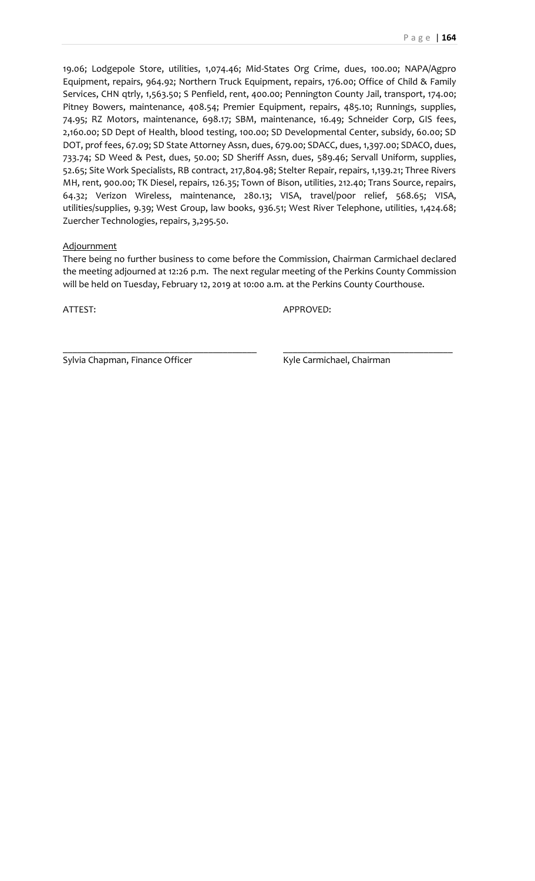19.06; Lodgepole Store, utilities, 1,074.46; Mid-States Org Crime, dues, 100.00; NAPA/Agpro Equipment, repairs, 964.92; Northern Truck Equipment, repairs, 176.00; Office of Child & Family Services, CHN qtrly, 1,563.50; S Penfield, rent, 400.00; Pennington County Jail, transport, 174.00; Pitney Bowers, maintenance, 408.54; Premier Equipment, repairs, 485.10; Runnings, supplies, 74.95; RZ Motors, maintenance, 698.17; SBM, maintenance, 16.49; Schneider Corp, GIS fees, 2,160.00; SD Dept of Health, blood testing, 100.00; SD Developmental Center, subsidy, 60.00; SD DOT, prof fees, 67.09; SD State Attorney Assn, dues, 679.00; SDACC, dues, 1,397.00; SDACO, dues, 733.74; SD Weed & Pest, dues, 50.00; SD Sheriff Assn, dues, 589.46; Servall Uniform, supplies, 52.65; Site Work Specialists, RB contract, 217,804.98; Stelter Repair, repairs, 1,139.21; Three Rivers MH, rent, 900.00; TK Diesel, repairs, 126.35; Town of Bison, utilities, 212.40; Trans Source, repairs, 64.32; Verizon Wireless, maintenance, 280.13; VISA, travel/poor relief, 568.65; VISA, utilities/supplies, 9.39; West Group, law books, 936.51; West River Telephone, utilities, 1,424.68; Zuercher Technologies, repairs, 3,295.50.

Adjournment

There being no further business to come before the Commission, Chairman Carmichael declared the meeting adjourned at 12:26 p.m. The next regular meeting of the Perkins County Commission will be held on Tuesday, February 12, 2019 at 10:00 a.m. at the Perkins County Courthouse.

ATTEST: APPROVED:

Sylvia Chapman, Finance Officer

Kyle Carmichael, Chairman